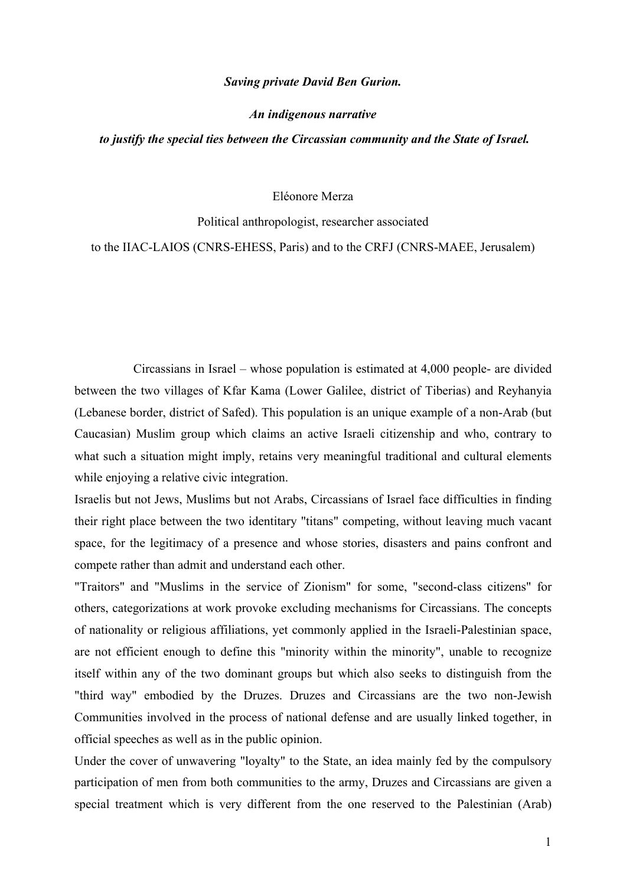***Saving private David Ben Gurion.***

***An indigenous narrative***

***to justify the special ties between the Circassian community and the State of Israel.***

Eléonore Merza

Political anthropologist, researcher associated

to the IIAC-LAIOS (CNRS-EHESS, Paris) and to the CRFJ (CNRS-MAEE, Jerusalem)

Circassians in Israel – whose population is estimated at 4,000 people- are divided between the two villages of Kfar Kama (Lower Galilee, district of Tiberias) and Reyhanyia (Lebanese border, district of Safed). This population is an unique example of a non-Arab (but Caucasian) Muslim group which claims an active Israeli citizenship and who, contrary to what such a situation might imply, retains very meaningful traditional and cultural elements while enjoying a relative civic integration.

Israelis but not Jews, Muslims but not Arabs, Circassians of Israel face difficulties in finding their right place between the two identitary "titans" competing, without leaving much vacant space, for the legitimacy of a presence and whose stories, disasters and pains confront and compete rather than admit and understand each other.

"Traitors" and "Muslims in the service of Zionism" for some, "second-class citizens" for others, categorizations at work provoke excluding mechanisms for Circassians. The concepts of nationality or religious affiliations, yet commonly applied in the Israeli-Palestinian space, are not efficient enough to define this "minority within the minority", unable to recognize itself within any of the two dominant groups but which also seeks to distinguish from the "third way" embodied by the Druzes. Druzes and Circassians are the two non-Jewish Communities involved in the process of national defense and are usually linked together, in official speeches as well as in the public opinion.

Under the cover of unwavering "loyalty" to the State, an idea mainly fed by the compulsory participation of men from both communities to the army, Druzes and Circassians are given a special treatment which is very different from the one reserved to the Palestinian (Arab)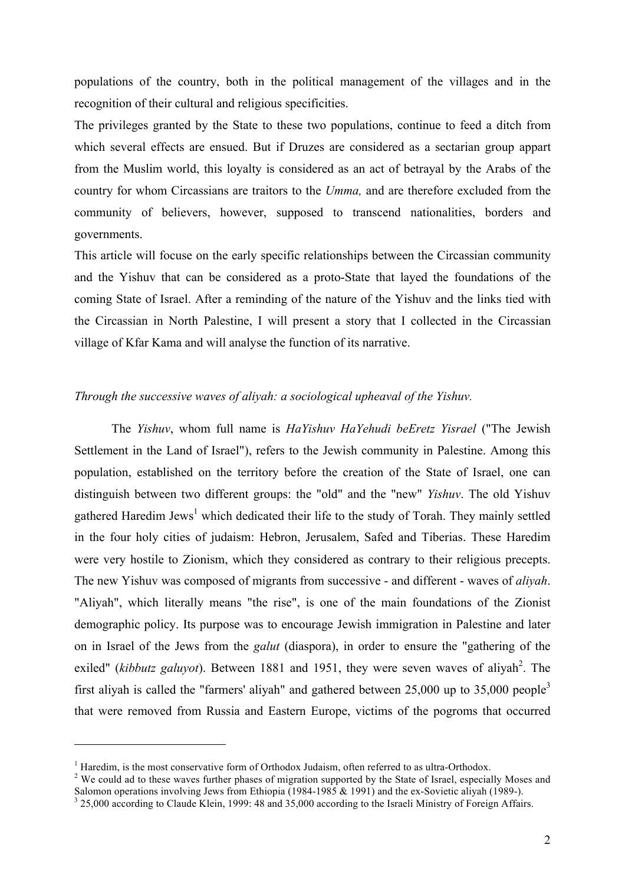populations of the country, both in the political management of the villages and in the recognition of their cultural and religious specificities.

The privileges granted by the State to these two populations, continue to feed a ditch from which several effects are ensued. But if Druzes are considered as a sectarian group appart from the Muslim world, this loyalty is considered as an act of betrayal by the Arabs of the country for whom Circassians are traitors to the *Umma,* and are therefore excluded from the community of believers, however, supposed to transcend nationalities, borders and governments.

This article will focus on the early specific relationships between the Circassian community and the Yishuv that can be considered as a proto-State that layed the foundations of the coming State of Israel. After a reminding of the nature of the Yishuv and the links tied with the Circassian in North Palestine, I will present a story that I collected in the Circassian village of Kfar Kama and will analyse the function of its narrative.

*Through the successive waves of aliyah: a sociological upheaval of the Yishuv.*

The *Yishuv*, whom full name is *HaYishuv HaYehudi beEretz Yisrael* ("The Jewish Settlement in the Land of Israel"), refers to the Jewish community in Palestine. Among this population, established on the territory before the creation of the State of Israel, one can distinguish between two different groups: the "old" and the "new" *Yishuv*. The old Yishuv gathered Haredim Jews[1] which dedicated their life to the study of Torah. They mainly settled in the four holy cities of judaism: Hebron, Jerusalem, Safed and Tiberias. These Haredim were very hostile to Zionism, which they considered as contrary to their religious precepts. The new Yishuv was composed of migrants from successive - and different - waves of *aliyah*. "Aliyah", which literally means "the rise", is one of the main foundations of the Zionist demographic policy. Its purpose was to encourage Jewish immigration in Palestine and later on in Israel of the Jews from the *galut* (diaspora), in order to ensure the "gathering of the exiled" (*kibbutz galuyot*). Between 1881 and 1951, they were seven waves of aliyah[2]. The first aliyah is called the "farmers' aliyah" and gathered between 25,000 up to 35,000 people[3] that were removed from Russia and Eastern Europe, victims of the pogroms that occurred

---

[1] Haredim, is the most conservative form of Orthodox Judaism, often referred to as ultra-Orthodox.

[2] We could ad to these waves further phases of migration supported by the State of Israel, especially Moses and Salomon operations involving Jews from Ethiopia (1984-1985 & 1991) and the ex-Sovietic aliyah (1989-).

[3] 25,000 according to Claude Klein, 1999: 48 and 35,000 according to the Israeli Ministry of Foreign Affairs.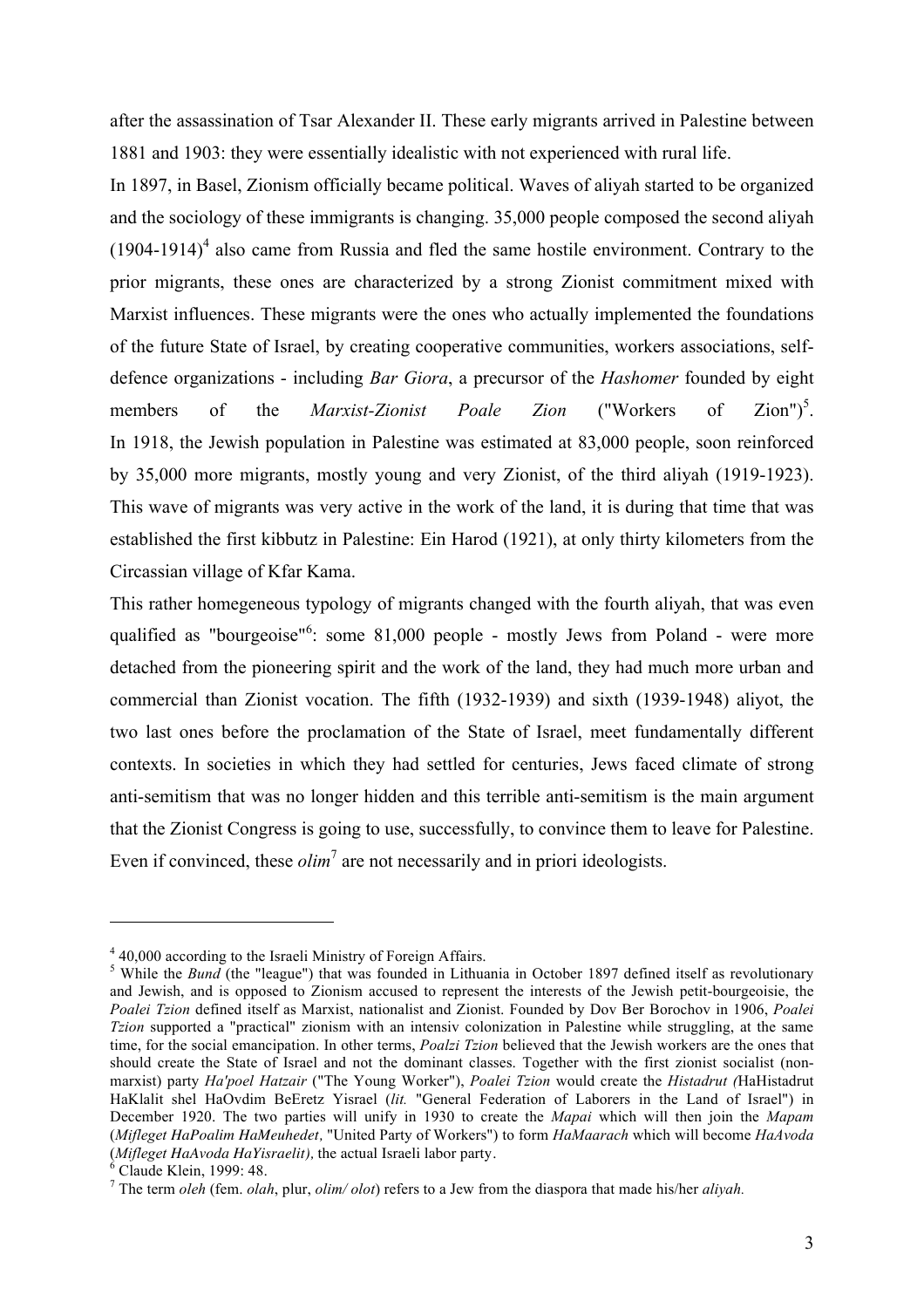after the assassination of Tsar Alexander II. These early migrants arrived in Palestine between 1881 and 1903: they were essentially idealistic with not experienced with rural life.

In 1897, in Basel, Zionism officially became political. Waves of aliyah started to be organized and the sociology of these immigrants is changing. 35,000 people composed the second aliyah (1904-1914)[4] also came from Russia and fled the same hostile environment. Contrary to the prior migrants, these ones are characterized by a strong Zionist commitment mixed with Marxist influences. These migrants were the ones who actually implemented the foundations of the future State of Israel, by creating cooperative communities, workers associations, self-defence organizations - including *Bar Giora*, a precursor of the *Hashomer* founded by eight members of the *Marxist-Zionist Poale Zion* ("Workers of Zion")[5].

In 1918, the Jewish population in Palestine was estimated at 83,000 people, soon reinforced by 35,000 more migrants, mostly young and very Zionist, of the third aliyah (1919-1923). This wave of migrants was very active in the work of the land, it is during that time that was established the first kibbutz in Palestine: Ein Harod (1921), at only thirty kilometers from the Circassian village of Kfar Kama.

This rather homegeneous typology of migrants changed with the fourth aliyah, that was even qualified as "bourgeoise"[6]: some 81,000 people - mostly Jews from Poland - were more detached from the pioneering spirit and the work of the land, they had much more urban and commercial than Zionist vocation. The fifth (1932-1939) and sixth (1939-1948) aliyot, the two last ones before the proclamation of the State of Israel, meet fundamentally different contexts. In societies in which they had settled for centuries, Jews faced climate of strong anti-semitism that was no longer hidden and this terrible anti-semitism is the main argument that the Zionist Congress is going to use, successfully, to convince them to leave for Palestine. Even if convinced, these *olim*[7] are not necessarily and in priori ideologists.

---

[4] 40,000 according to the Israeli Ministry of Foreign Affairs.

[5] While the *Bund* (the "league") that was founded in Lithuania in October 1897 defined itself as revolutionary and Jewish, and is opposed to Zionism accused to represent the interests of the Jewish petit-bourgeoisie, the *Poalei Tzion* defined itself as Marxist, nationalist and Zionist. Founded by Dov Ber Borochov in 1906, *Poalei Tzion* supported a "practical" zionism with an intensiv colonization in Palestine while struggling, at the same time, for the social emancipation. In other terms, *Poalzi Tzion* believed that the Jewish workers are the ones that should create the State of Israel and not the dominant classes. Together with the first zionist socialist (non-marxist) party *Ha'poel Hatzair* ("The Young Worker"), *Poalei Tzion* would create the *Histadrut (*HaHistadrut HaKlalit shel HaOvdim BeEretz Yisrael (*lit.* "General Federation of Laborers in the Land of Israel") in December 1920. The two parties will unify in 1930 to create the *Mapai* which will then join the *Mapam* (*Mifleget HaPoalim HaMeuhedet,* "United Party of Workers") to form *HaMaarach* which will become *HaAvoda* (*Mifleget HaAvoda HaYisraelit),* the actual Israeli labor party.

[6] Claude Klein, 1999: 48.

[7] The term *oleh* (fem. *olah*, plur, *olim/ olot*) refers to a Jew from the diaspora that made his/her *aliyah.*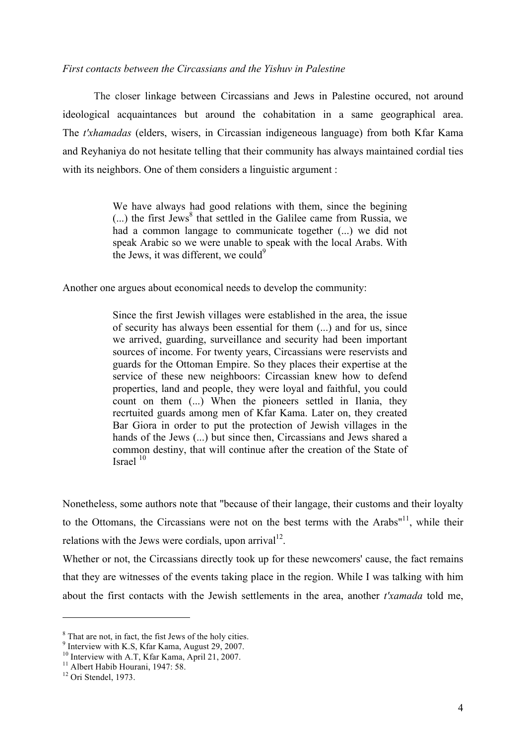*First contacts between the Circassians and the Yishuv in Palestine*

The closer linkage between Circassians and Jews in Palestine occured, not around ideological acquaintances but around the cohabitation in a same geographical area. The *t'xhamadas* (elders, wisers, in Circassian indigeneous language) from both Kfar Kama and Reyhaniya do not hesitate telling that their community has always maintained cordial ties with its neighbors. One of them considers a linguistic argument :

> We have always had good relations with them, since the begining (...) the first Jews[8] that settled in the Galilee came from Russia, we had a common langage to communicate together (...) we did not speak Arabic so we were unable to speak with the local Arabs. With the Jews, it was different, we could[9]

Another one argues about economical needs to develop the community:

> Since the first Jewish villages were established in the area, the issue of security has always been essential for them (...) and for us, since we arrived, guarding, surveillance and security had been important sources of income. For twenty years, Circassians were reservists and guards for the Ottoman Empire. So they places their expertise at the service of these new neighboors: Circassian knew how to defend properties, land and people, they were loyal and faithful, you could count on them (...) When the pioneers settled in Ilania, they recrtuited guards among men of Kfar Kama. Later on, they created Bar Giora in order to put the protection of Jewish villages in the hands of the Jews (...) but since then, Circassians and Jews shared a common destiny, that will continue after the creation of the State of Israel [10]

Nonetheless, some authors note that "because of their langage, their customs and their loyalty to the Ottomans, the Circassians were not on the best terms with the Arabs"[11], while their relations with the Jews were cordials, upon arrival[12].

Whether or not, the Circassians directly took up for these newcomers' cause, the fact remains that they are witnesses of the events taking place in the region. While I was talking with him about the first contacts with the Jewish settlements in the area, another *t'xamada* told me,

---

[8] That are not, in fact, the fist Jews of the holy cities.
[9] Interview with K.S, Kfar Kama, August 29, 2007.
[10] Interview with A.T, Kfar Kama, April 21, 2007.
[11] Albert Habib Hourani, 1947: 58.
[12] Ori Stendel, 1973.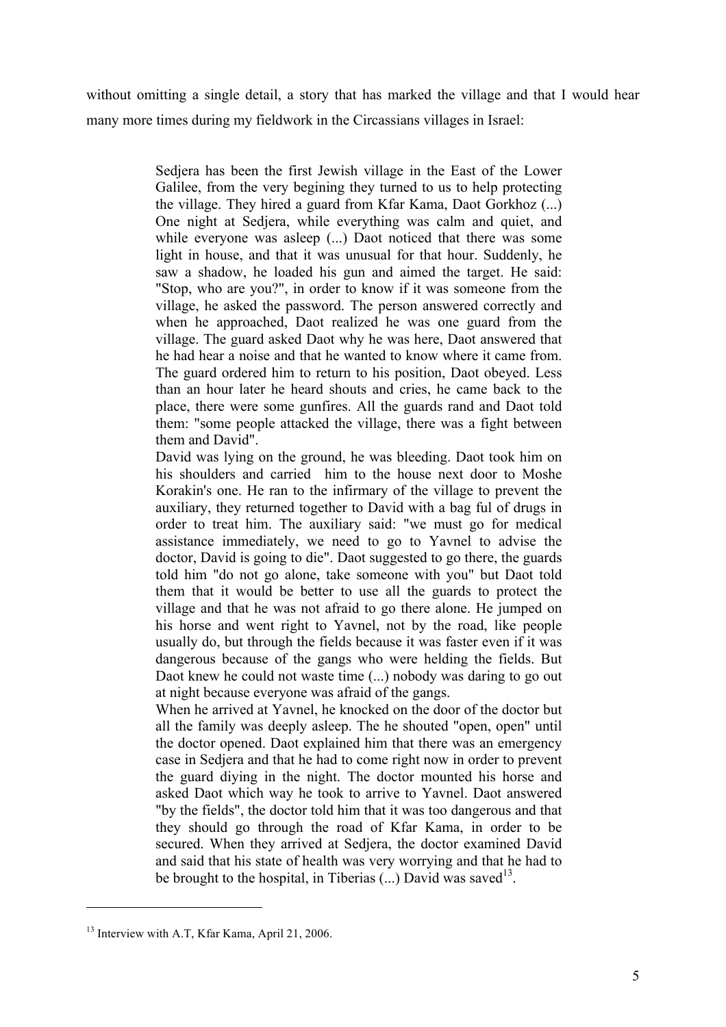without omitting a single detail, a story that has marked the village and that I would hear many more times during my fieldwork in the Circassians villages in Israel:

> Sedjera has been the first Jewish village in the East of the Lower Galilee, from the very begining they turned to us to help protecting the village. They hired a guard from Kfar Kama, Daot Gorkhoz (...) One night at Sedjera, while everything was calm and quiet, and while everyone was asleep (...) Daot noticed that there was some light in house, and that it was unusual for that hour. Suddenly, he saw a shadow, he loaded his gun and aimed the target. He said: "Stop, who are you?", in order to know if it was someone from the village, he asked the password. The person answered correctly and when he approached, Daot realized he was one guard from the village. The guard asked Daot why he was here, Daot answered that he had hear a noise and that he wanted to know where it came from. The guard ordered him to return to his position, Daot obeyed. Less than an hour later he heard shouts and cries, he came back to the place, there were some gunfires. All the guards rand and Daot told them: "some people attacked the village, there was a fight between them and David".
>
> David was lying on the ground, he was bleeding. Daot took him on his shoulders and carried him to the house next door to Moshe Korakin's one. He ran to the infirmary of the village to prevent the auxiliary, they returned together to David with a bag ful of drugs in order to treat him. The auxiliary said: "we must go for medical assistance immediately, we need to go to Yavnel to advise the doctor, David is going to die". Daot suggested to go there, the guards told him "do not go alone, take someone with you" but Daot told them that it would be better to use all the guards to protect the village and that he was not afraid to go there alone. He jumped on his horse and went right to Yavnel, not by the road, like people usually do, but through the fields because it was faster even if it was dangerous because of the gangs who were helding the fields. But Daot knew he could not waste time (...) nobody was daring to go out at night because everyone was afraid of the gangs.
>
> When he arrived at Yavnel, he knocked on the door of the doctor but all the family was deeply asleep. The he shouted "open, open" until the doctor opened. Daot explained him that there was an emergency case in Sedjera and that he had to come right now in order to prevent the guard diying in the night. The doctor mounted his horse and asked Daot which way he took to arrive to Yavnel. Daot answered "by the fields", the doctor told him that it was too dangerous and that they should go through the road of Kfar Kama, in order to be secured. When they arrived at Sedjera, the doctor examined David and said that his state of health was very worrying and that he had to be brought to the hospital, in Tiberias (...) David was saved[13].

---

[13] Interview with A.T, Kfar Kama, April 21, 2006.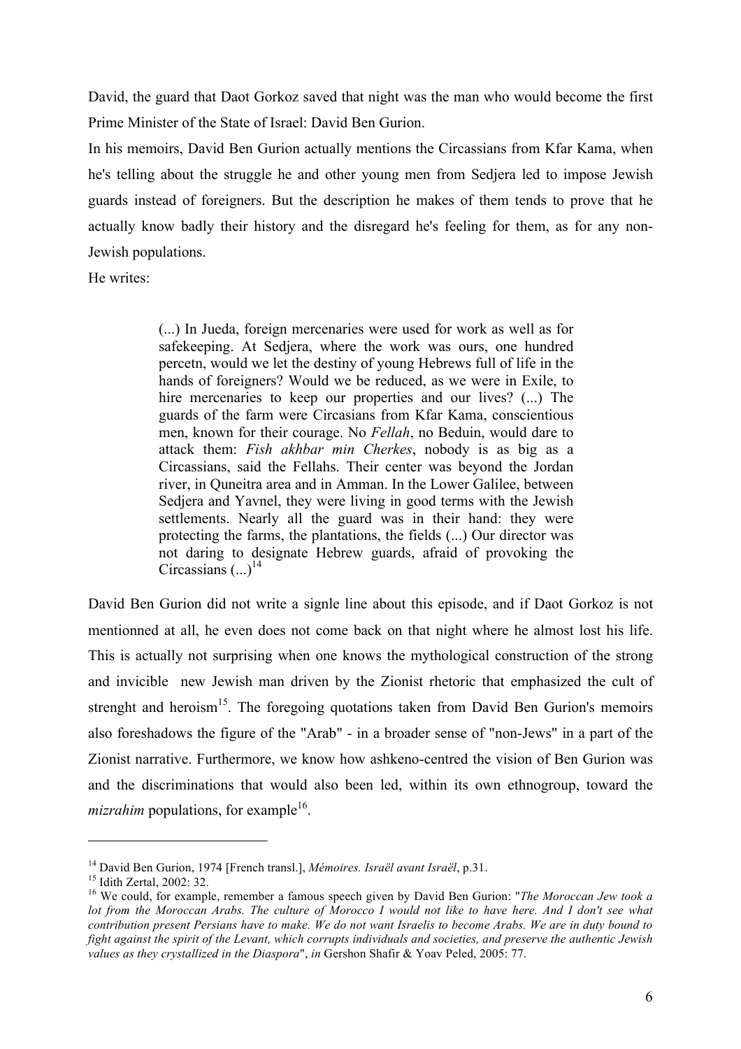David, the guard that Daot Gorkoz saved that night was the man who would become the first Prime Minister of the State of Israel: David Ben Gurion.

In his memoirs, David Ben Gurion actually mentions the Circassians from Kfar Kama, when he's telling about the struggle he and other young men from Sedjera led to impose Jewish guards instead of foreigners. But the description he makes of them tends to prove that he actually know badly their history and the disregard he's feeling for them, as for any non-Jewish populations.

He writes:

> (...) In Jueda, foreign mercenaries were used for work as well as for safekeeping. At Sedjera, where the work was ours, one hundred percetn, would we let the destiny of young Hebrews full of life in the hands of foreigners? Would we be reduced, as we were in Exile, to hire mercenaries to keep our properties and our lives? (...) The guards of the farm were Circasians from Kfar Kama, conscientious men, known for their courage. No *Fellah*, no Beduin, would dare to attack them: *Fish akhbar min Cherkes*, nobody is as big as a Circassians, said the Fellahs. Their center was beyond the Jordan river, in Quneitra area and in Amman. In the Lower Galilee, between Sedjera and Yavnel, they were living in good terms with the Jewish settlements. Nearly all the guard was in their hand: they were protecting the farms, the plantations, the fields (...) Our director was not daring to designate Hebrew guards, afraid of provoking the Circassians (...)[14]

David Ben Gurion did not write a signle line about this episode, and if Daot Gorkoz is not mentionned at all, he even does not come back on that night where he almost lost his life. This is actually not surprising when one knows the mythological construction of the strong and invicible new Jewish man driven by the Zionist rhetoric that emphasized the cult of strenght and heroism[15]. The foregoing quotations taken from David Ben Gurion's memoirs also foreshadows the figure of the "Arab" - in a broader sense of "non-Jews" in a part of the Zionist narrative. Furthermore, we know how ashkeno-centred the vision of Ben Gurion was and the discriminations that would also been led, within its own ethnogroup, toward the *mizrahim* populations, for example[16].

---

[14] David Ben Gurion, 1974 [French transl.], *Mémoires. Israël avant Israël*, p.31.

[15] Idith Zertal, 2002: 32.

[16] We could, for example, remember a famous speech given by David Ben Gurion: "*The Moroccan Jew took a lot from the Moroccan Arabs. The culture of Morocco I would not like to have here. And I don't see what contribution present Persians have to make. We do not want Israelis to become Arabs. We are in duty bound to fight against the spirit of the Levant, which corrupts individuals and societies, and preserve the authentic Jewish values as they crystallized in the Diaspora*", *in* Gershon Shafir & Yoav Peled, 2005: 77.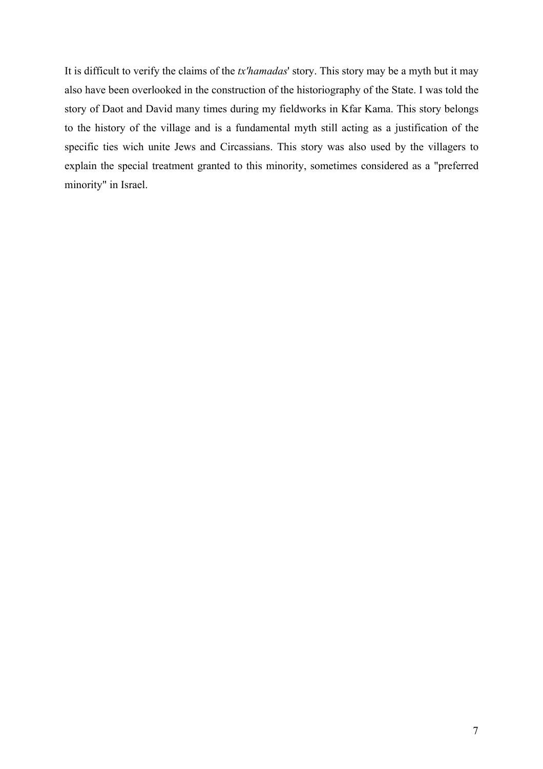It is difficult to verify the claims of the *tx'hamadas*' story. This story may be a myth but it may also have been overlooked in the construction of the historiography of the State. I was told the story of Daot and David many times during my fieldworks in Kfar Kama. This story belongs to the history of the village and is a fundamental myth still acting as a justification of the specific ties wich unite Jews and Circassians. This story was also used by the villagers to explain the special treatment granted to this minority, sometimes considered as a "preferred minority" in Israel.